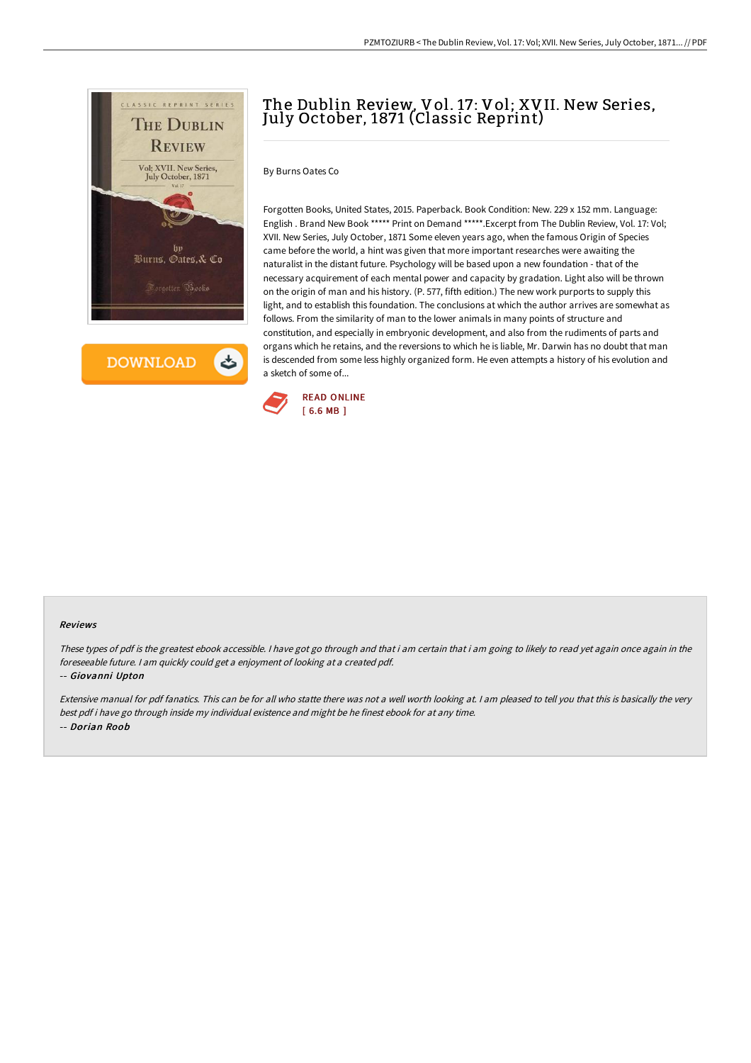# The Dublin Review, Vol. 17: Vol; XVII. New Series, July October, 1871 (Classic Reprint)

By Burns Oates Co

Forgotten Books, United States, 2015. Paperback. Book Condition: New. 229 x 152 mm. Language: English . Brand New Book ***** Print on Demand *****.Excerpt from The Dublin Review, Vol. 17: Vol; XVII. New Series, July October, 1871 Some eleven years ago, when the famous Origin of Species came before the world, a hint was given that more important researches were awaiting the naturalist in the distant future. Psychology will be based upon a new foundation - that of the necessary acquirement of each mental power and capacity by gradation. Light also will be thrown on the origin of man and his history. (P. 577, fifth edition.) The new work purports to supply this light, and to establish this foundation. The conclusions at which the author arrives are somewhat as follows. From the similarity of man to the lower animals in many points of structure and constitution, and especially in embryonic development, and also from the rudiments of parts and organs which he retains, and the reversions to which he is liable, Mr. Darwin has no doubt that man is descended from some less highly organized form. He even attempts a history of his evolution and a sketch of some of...

READ ONLINE
[ 6.6 MB ]

## Reviews

*These types of pdf is the greatest ebook accessible. I have got go through and that i am certain that i am going to likely to read yet again once again in the foreseeable future. I am quickly could get a enjoyment of looking at a created pdf.*

-- ***Giovanni Upton***

*Extensive manual for pdf fanatics. This can be for all who statte there was not a well worth looking at. I am pleased to tell you that this is basically the very best pdf i have go through inside my individual existence and might be he finest ebook for at any time.*

-- ***Dorian Roob***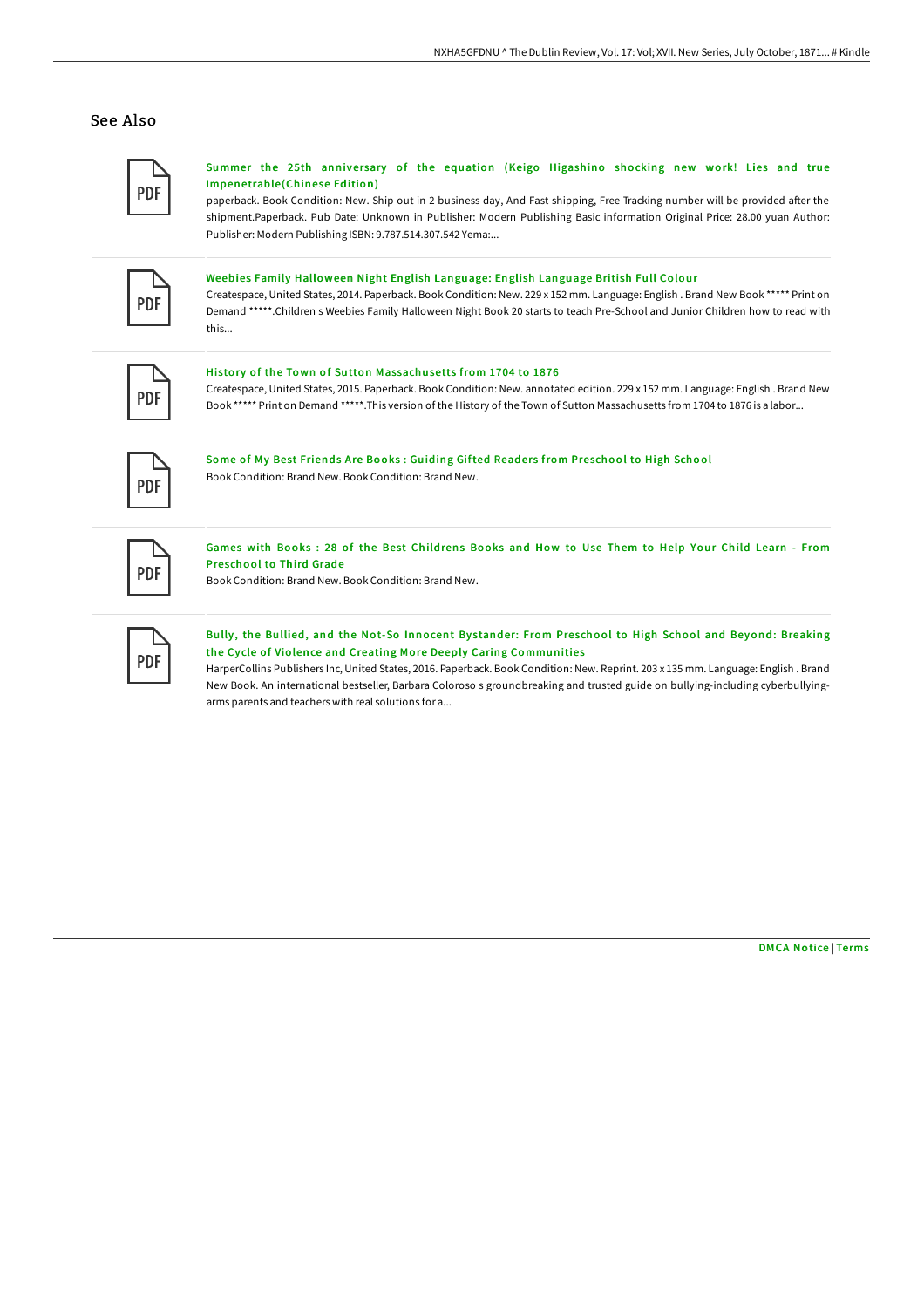## See Also

**Summer the 25th anniversary of the equation (Keigo Higashino shocking new work! Lies and true Impenetrable(Chinese Edition)**

paperback. Book Condition: New. Ship out in 2 business day, And Fast shipping, Free Tracking number will be provided after the shipment.Paperback. Pub Date: Unknown in Publisher: Modern Publishing Basic information Original Price: 28.00 yuan Author: Publisher: Modern Publishing ISBN: 9.787.514.307.542 Yema:...

**Weebies Family Halloween Night English Language: English Language British Full Colour**

Createspace, United States, 2014. Paperback. Book Condition: New. 229 x 152 mm. Language: English . Brand New Book ***** Print on Demand *****.Children s Weebies Family Halloween Night Book 20 starts to teach Pre-School and Junior Children how to read with this...

**History of the Town of Sutton Massachusetts from 1704 to 1876**

Createspace, United States, 2015. Paperback. Book Condition: New. annotated edition. 229 x 152 mm. Language: English . Brand New Book ***** Print on Demand *****.This version of the History of the Town of Sutton Massachusetts from 1704 to 1876 is a labor...

**Some of My Best Friends Are Books : Guiding Gifted Readers from Preschool to High School**

Book Condition: Brand New. Book Condition: Brand New.

**Games with Books : 28 of the Best Childrens Books and How to Use Them to Help Your Child Learn - From Preschool to Third Grade**

Book Condition: Brand New. Book Condition: Brand New.

**Bully, the Bullied, and the Not-So Innocent Bystander: From Preschool to High School and Beyond: Breaking the Cycle of Violence and Creating More Deeply Caring Communities**

HarperCollins Publishers Inc, United States, 2016. Paperback. Book Condition: New. Reprint. 203 x 135 mm. Language: English . Brand New Book. An international bestseller, Barbara Coloroso s groundbreaking and trusted guide on bullying-including cyberbullying-arms parents and teachers with real solutions for a...

DMCA Notice | Terms